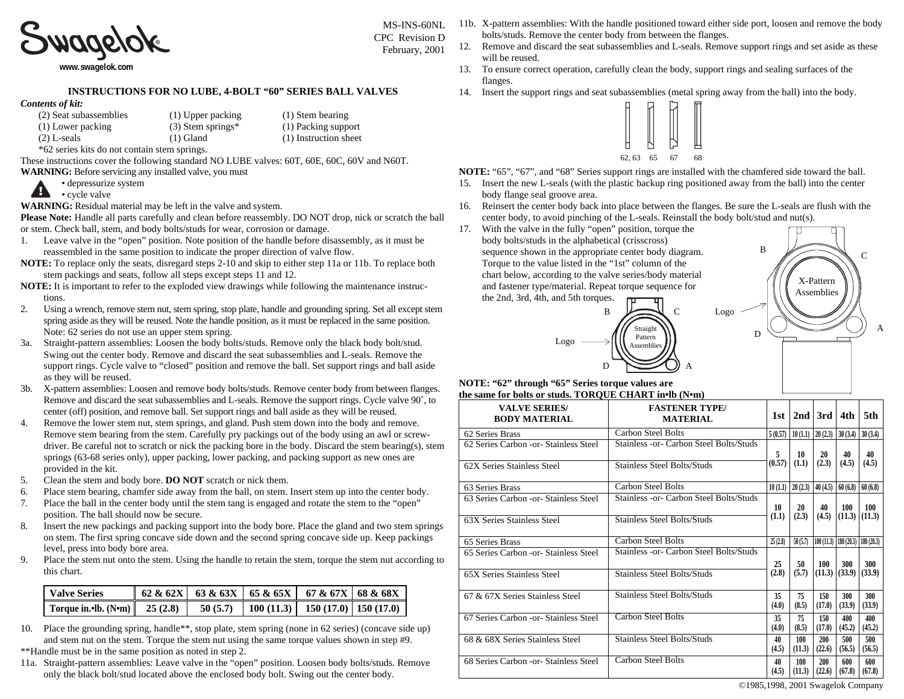Swagelok

www.swagelok.com

MS-INS-60NL
CPC Revision D
February, 2001

# INSTRUCTIONS FOR NO LUBE, 4-BOLT "60" SERIES BALL VALVES

***Contents of kit:***

| | | |
|---|---|---|
| (2) Seat subassemblies | (1) Upper packing | (1) Stem bearing |
| (1) Lower packing | (3) Stem springs* | (1) Packing support |
| (2) L-seals | (1) Gland | (1) Instruction sheet |

*62 series kits do not contain stem springs.

These instructions cover the following standard NO LUBE valves: 60T, 60E, 60C, 60V and N60T.

**WARNING:** Before servicing any installed valve, you must
- depressurize system
- cycle valve

**WARNING:** Residual material may be left in the valve and system.

**Please Note:** Handle all parts carefully and clean before reassembly. DO NOT drop, nick or scratch the ball or stem. Check ball, stem, and body bolts/studs for wear, corrosion or damage.

1. Leave valve in the "open" position. Note position of the handle before disassembly, as it must be reassembled in the same position to indicate the proper direction of valve flow.

**NOTE:** To replace only the seats, disregard steps 2-10 and skip to either step 11a or 11b. To replace both stem packings and seats, follow all steps except steps 11 and 12.

**NOTE:** It is important to refer to the exploded view drawings while following the maintenance instructions.

2. Using a wrench, remove stem nut, stem spring, stop plate, handle and grounding spring. Set all except stem spring aside as they will be reused. Note the handle position, as it must be replaced in the same position. Note: 62 series do not use an upper stem spring.

3a. Straight-pattern assemblies: Loosen the body bolts/studs. Remove only the black body bolt/stud. Swing out the center body. Remove and discard the seat subassemblies and L-seals. Remove the support rings. Cycle valve to "closed" position and remove the ball. Set support rings and ball aside as they will be reused.

3b. X-pattern assemblies: Loosen and remove body bolts/studs. Remove center body from between flanges. Remove and discard the seat subassemblies and L-seals. Remove the support rings. Cycle valve 90˚, to center (off) position, and remove ball. Set support rings and ball aside as they will be reused.

4. Remove the lower stem nut, stem springs, and gland. Push stem down into the body and remove. Remove stem bearing from the stem. Carefully pry packings out of the body using an awl or screwdriver. Be careful not to scratch or nick the packing bore in the body. Discard the stem bearing(s), stem springs (63-68 series only), upper packing, lower packing, and packing support as new ones are provided in the kit.

5. Clean the stem and body bore. **DO NOT** scratch or nick them.

6. Place stem bearing, chamfer side away from the ball, on stem. Insert stem up into the center body.

7. Place the ball in the center body until the stem tang is engaged and rotate the stem to the "open" position. The ball should now be secure.

8. Insert the new packings and packing support into the body bore. Place the gland and two stem springs on stem. The first spring concave side down and the second spring concave side up. Keep packings level, press into body bore area.

9. Place the stem nut onto the stem. Using the handle to retain the stem, torque the stem nut according to this chart.

| Valve Series | 62 & 62X | 63 & 63X | 65 & 65X | 67 & 67X | 68 & 68X |
|---|---|---|---|---|---|
| Torque in.•lb. (N•m) | 25 (2.8) | 50 (5.7) | 100 (11.3) | 150 (17.0) | 150 (17.0) |

10. Place the grounding spring, handle**, stop plate, stem spring (none in 62 series) (concave side up) and stem nut on the stem. Torque the stem nut using the same torque values shown in step #9.

**Handle must be in the same position as noted in step 2.

11a. Straight-pattern assemblies: Leave valve in the "open" position. Loosen body bolts/studs. Remove only the black bolt/stud located above the enclosed body bolt. Swing out the center body.

11b. X-pattern assemblies: With the handle positioned toward either side port, loosen and remove the body bolts/studs. Remove the center body from between the flanges.

12. Remove and discard the seat subassemblies and L-seals. Remove support rings and set aside as these will be reused.

13. To ensure correct operation, carefully clean the body, support rings and sealing surfaces of the flanges.

14. Insert the support rings and seat subassemblies (metal spring away from the ball) into the body.

62, 63 65 67 68

**NOTE:** "65", "67", and "68" Series support rings are installed with the chamfered side toward the ball.

15. Insert the new L-seals (with the plastic backup ring positioned away from the ball) into the center body flange seal groove area.

16. Reinsert the center body back into place between the flanges. Be sure the L-seals are flush with the center body, to avoid pinching of the L-seals. Reinstall the body bolt/stud and nut(s).

17. With the valve in the fully "open" position, torque the body bolts/studs in the alphabetical (crisscross) sequence shown in the appropriate center body diagram. Torque to the value listed in the "1st" column of the chart below, according to the valve series/body material and fastener type/material. Repeat torque sequence for the 2nd, 3rd, 4th, and 5th torques.

Straight Pattern Assemblies — B, C, D, A, Logo

X-Pattern Assemblies — B, C, D, A, Logo

**NOTE: "62" through "65" Series torque values are the same for bolts or studs. TORQUE CHART in•lb (N•m)**

| VALVE SERIES/ BODY MATERIAL | FASTENER TYPE/ MATERIAL | 1st | 2nd | 3rd | 4th | 5th |
|---|---|---|---|---|---|---|
| 62 Series Brass | Carbon Steel Bolts | 5 (0.57) | 10 (1.1) | 20 (2.3) | 30 (3.4) | 30 (3.4) |
| 62 Series Carbon -or- Stainless Steel | Stainless -or- Carbon Steel Bolts/Studs | 5 (0.57) | 10 (1.1) | 20 (2.3) | 40 (4.5) | 40 (4.5) |
| 62X Series Stainless Steel | Stainless Steel Bolts/Studs | | | | | |
| 63 Series Brass | Carbon Steel Bolts | 10 (1.1) | 20 (2.3) | 40 (4.5) | 60 (6.8) | 60 (6.8) |
| 63 Series Carbon -or- Stainless Steel | Stainless -or- Carbon Steel Bolts/Studs | 10 (1.1) | 20 (2.3) | 40 (4.5) | 100 (11.3) | 100 (11.3) |
| 63X Series Stainless Steel | Stainless Steel Bolts/Studs | | | | | |
| 65 Series Brass | Carbon Steel Bolts | 25 (2.8) | 50 (5.7) | 100 (11.3) | 180 (20.3) | 180 (20.3) |
| 65 Series Carbon -or- Stainless Steel | Stainless -or- Carbon Steel Bolts/Studs | 25 (2.8) | 50 (5.7) | 100 (11.3) | 300 (33.9) | 300 (33.9) |
| 65X Series Stainless Steel | Stainless Steel Bolts/Studs | | | | | |
| 67 & 67X Series Stainless Steel | Stainless Steel Bolts/Studs | 35 (4.0) | 75 (8.5) | 150 (17.0) | 300 (33.9) | 300 (33.9) |
| 67 Series Carbon -or- Stainless Steel | Carbon Steel Bolts | 35 (4.0) | 75 (8.5) | 150 (17.0) | 400 (45.2) | 400 (45.2) |
| 68 & 68X Series Stainless Steel | Stainless Steel Bolts/Studs | 40 (4.5) | 100 (11.3) | 200 (22.6) | 500 (56.5) | 500 (56.5) |
| 68 Series Carbon -or- Stainless Steel | Carbon Steel Bolts | 40 (4.5) | 100 (11.3) | 200 (22.6) | 600 (67.8) | 600 (67.8) |

©1985,1998, 2001 Swagelok Company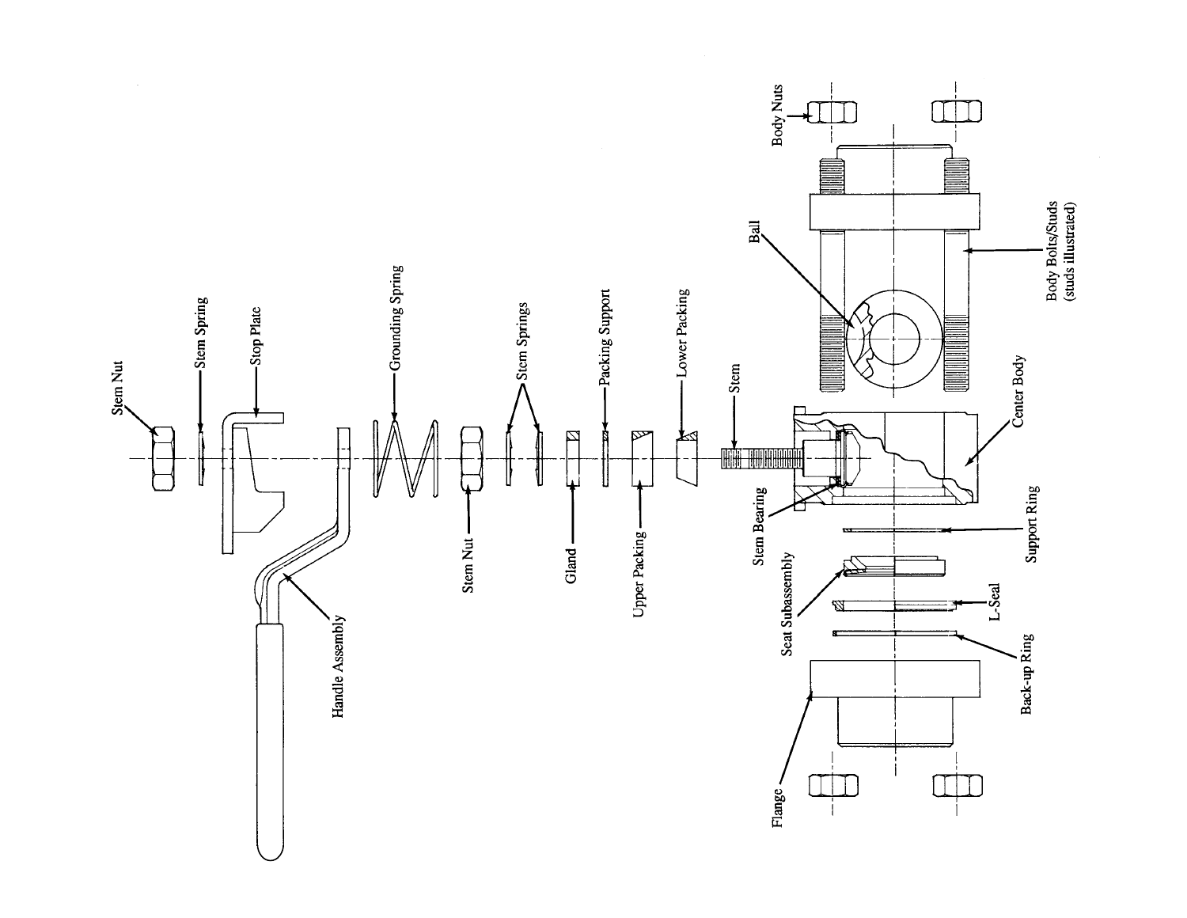Stem Nut

Stem Spring

Stop Plate

Grounding Spring

Stem Springs

Packing Support

Lower Packing

Stem

Ball

Body Nuts

Body Bolts/Studs (studs illustrated)

Center Body

Support Ring

Stem Bearing

Stem Nut

Gland

Upper Packing

Handle Assembly

Seat Subassembly

L-Seal

Back-up Ring

Flange